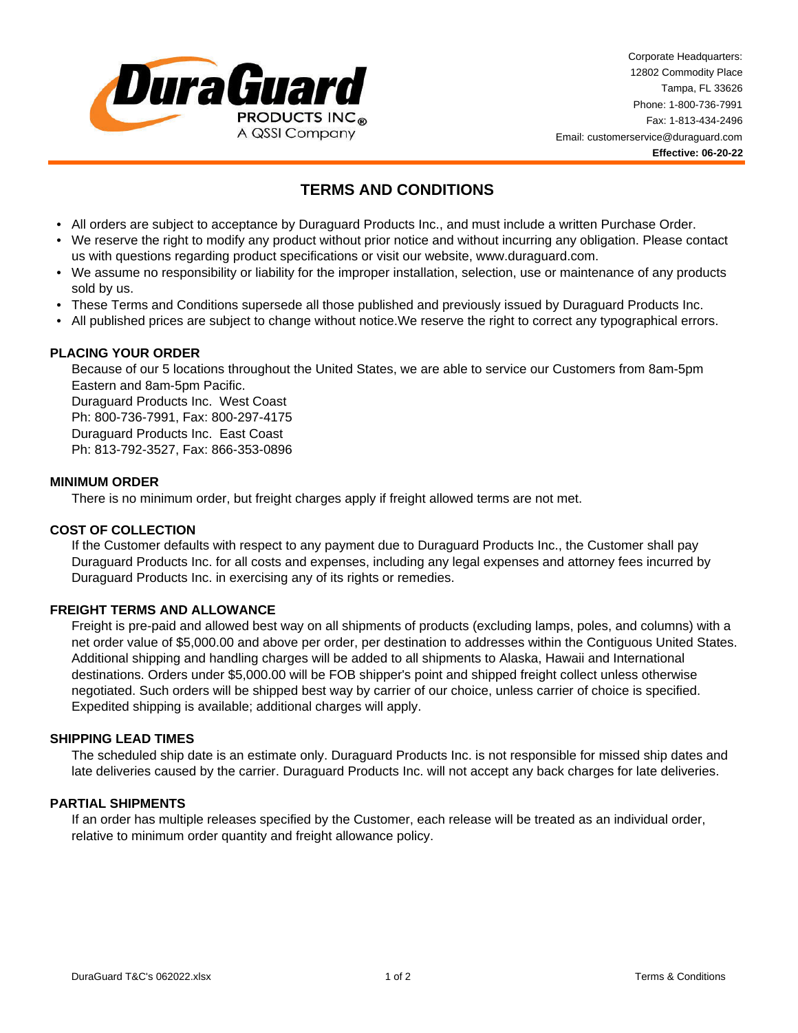DuraGuard PRODUCTS INC® A QSSI Company

Corporate Headquarters:
12802 Commodity Place
Tampa, FL 33626
Phone: 1-800-736-7991
Fax: 1-813-434-2496
Email: customerservice@duraguard.com
**Effective: 06-20-22**

# TERMS AND CONDITIONS

- All orders are subject to acceptance by Duraguard Products Inc., and must include a written Purchase Order.
- We reserve the right to modify any product without prior notice and without incurring any obligation. Please contact us with questions regarding product specifications or visit our website, www.duraguard.com.
- We assume no responsibility or liability for the improper installation, selection, use or maintenance of any products sold by us.
- These Terms and Conditions supersede all those published and previously issued by Duraguard Products Inc.
- All published prices are subject to change without notice.We reserve the right to correct any typographical errors.

## PLACING YOUR ORDER

Because of our 5 locations throughout the United States, we are able to service our Customers from 8am-5pm Eastern and 8am-5pm Pacific.
Duraguard Products Inc. West Coast
Ph: 800-736-7991, Fax: 800-297-4175
Duraguard Products Inc. East Coast
Ph: 813-792-3527, Fax: 866-353-0896

## MINIMUM ORDER

There is no minimum order, but freight charges apply if freight allowed terms are not met.

## COST OF COLLECTION

If the Customer defaults with respect to any payment due to Duraguard Products Inc., the Customer shall pay Duraguard Products Inc. for all costs and expenses, including any legal expenses and attorney fees incurred by Duraguard Products Inc. in exercising any of its rights or remedies.

## FREIGHT TERMS AND ALLOWANCE

Freight is pre-paid and allowed best way on all shipments of products (excluding lamps, poles, and columns) with a net order value of $5,000.00 and above per order, per destination to addresses within the Contiguous United States. Additional shipping and handling charges will be added to all shipments to Alaska, Hawaii and International destinations. Orders under $5,000.00 will be FOB shipper's point and shipped freight collect unless otherwise negotiated. Such orders will be shipped best way by carrier of our choice, unless carrier of choice is specified. Expedited shipping is available; additional charges will apply.

## SHIPPING LEAD TIMES

The scheduled ship date is an estimate only. Duraguard Products Inc. is not responsible for missed ship dates and late deliveries caused by the carrier. Duraguard Products Inc. will not accept any back charges for late deliveries.

## PARTIAL SHIPMENTS

If an order has multiple releases specified by the Customer, each release will be treated as an individual order, relative to minimum order quantity and freight allowance policy.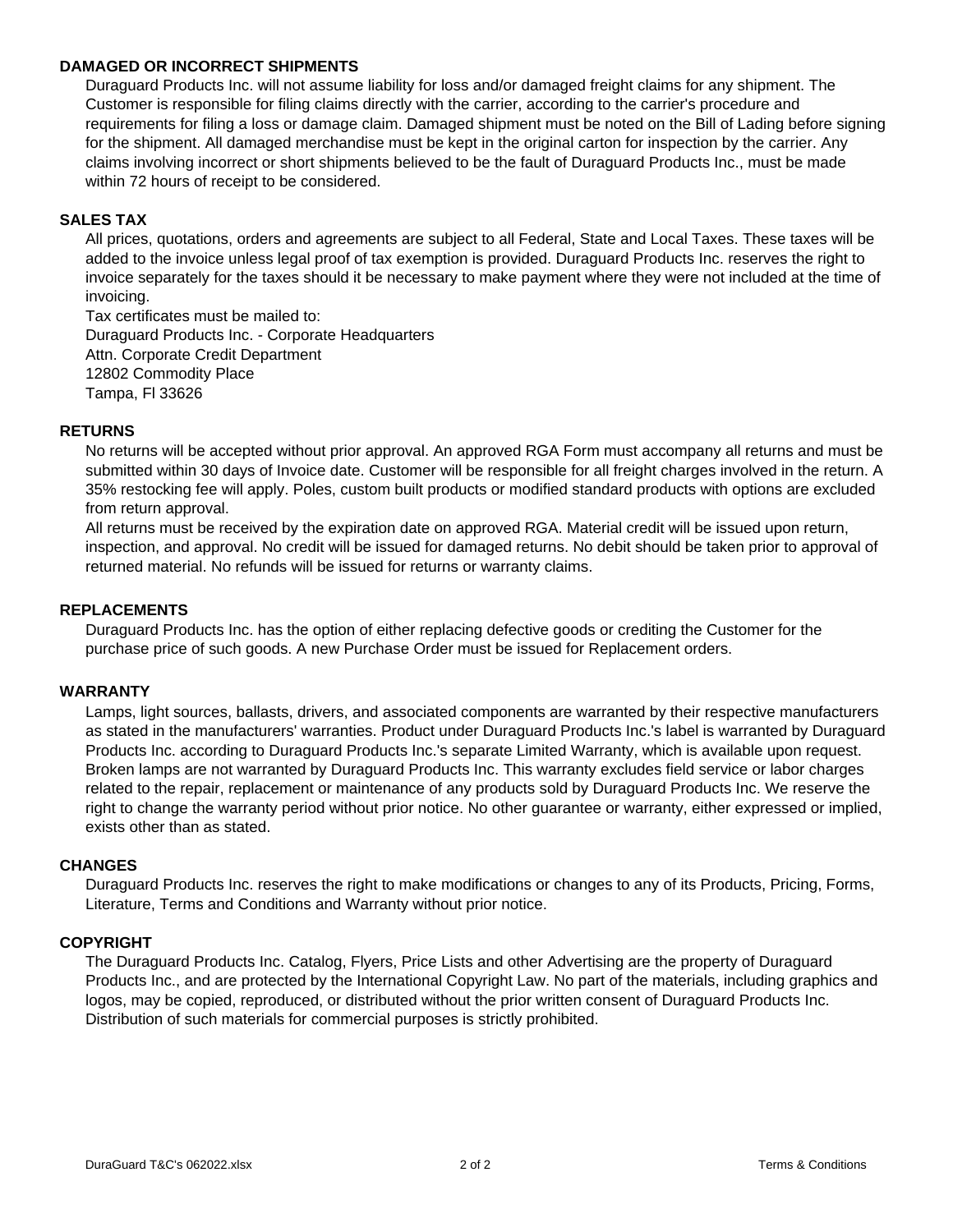## DAMAGED OR INCORRECT SHIPMENTS

Duraguard Products Inc. will not assume liability for loss and/or damaged freight claims for any shipment. The Customer is responsible for filing claims directly with the carrier, according to the carrier's procedure and requirements for filing a loss or damage claim. Damaged shipment must be noted on the Bill of Lading before signing for the shipment. All damaged merchandise must be kept in the original carton for inspection by the carrier. Any claims involving incorrect or short shipments believed to be the fault of Duraguard Products Inc., must be made within 72 hours of receipt to be considered.

## SALES TAX

All prices, quotations, orders and agreements are subject to all Federal, State and Local Taxes. These taxes will be added to the invoice unless legal proof of tax exemption is provided. Duraguard Products Inc. reserves the right to invoice separately for the taxes should it be necessary to make payment where they were not included at the time of invoicing.

Tax certificates must be mailed to:
Duraguard Products Inc. - Corporate Headquarters
Attn. Corporate Credit Department
12802 Commodity Place
Tampa, Fl 33626

## RETURNS

No returns will be accepted without prior approval. An approved RGA Form must accompany all returns and must be submitted within 30 days of Invoice date. Customer will be responsible for all freight charges involved in the return. A 35% restocking fee will apply. Poles, custom built products or modified standard products with options are excluded from return approval.

All returns must be received by the expiration date on approved RGA. Material credit will be issued upon return, inspection, and approval. No credit will be issued for damaged returns. No debit should be taken prior to approval of returned material. No refunds will be issued for returns or warranty claims.

## REPLACEMENTS

Duraguard Products Inc. has the option of either replacing defective goods or crediting the Customer for the purchase price of such goods. A new Purchase Order must be issued for Replacement orders.

## WARRANTY

Lamps, light sources, ballasts, drivers, and associated components are warranted by their respective manufacturers as stated in the manufacturers' warranties. Product under Duraguard Products Inc.'s label is warranted by Duraguard Products Inc. according to Duraguard Products Inc.'s separate Limited Warranty, which is available upon request. Broken lamps are not warranted by Duraguard Products Inc. This warranty excludes field service or labor charges related to the repair, replacement or maintenance of any products sold by Duraguard Products Inc. We reserve the right to change the warranty period without prior notice. No other guarantee or warranty, either expressed or implied, exists other than as stated.

## CHANGES

Duraguard Products Inc. reserves the right to make modifications or changes to any of its Products, Pricing, Forms, Literature, Terms and Conditions and Warranty without prior notice.

## COPYRIGHT

The Duraguard Products Inc. Catalog, Flyers, Price Lists and other Advertising are the property of Duraguard Products Inc., and are protected by the International Copyright Law. No part of the materials, including graphics and logos, may be copied, reproduced, or distributed without the prior written consent of Duraguard Products Inc. Distribution of such materials for commercial purposes is strictly prohibited.